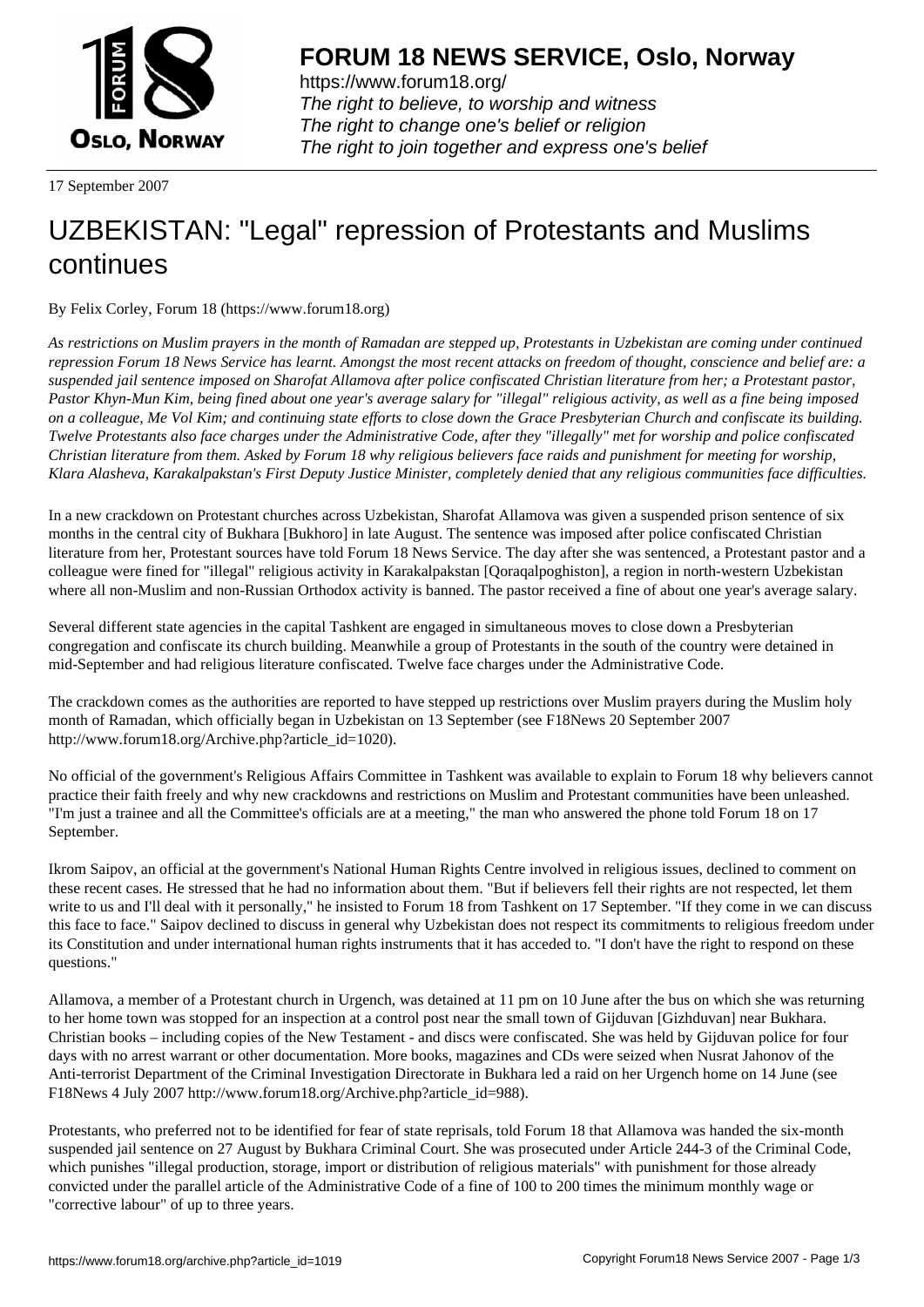# FORUM 18 NEWS SERVICE, Oslo, Norway

https://www.forum18.org/
*The right to believe, to worship and witness*
*The right to change one's belief or religion*
*The right to join together and express one's belief*

17 September 2007

# UZBEKISTAN: "Legal" repression of Protestants and Muslims continues

By Felix Corley, Forum 18 (https://www.forum18.org)

*As restrictions on Muslim prayers in the month of Ramadan are stepped up, Protestants in Uzbekistan are coming under continued repression Forum 18 News Service has learnt. Amongst the most recent attacks on freedom of thought, conscience and belief are: a suspended jail sentence imposed on Sharofat Allamova after police confiscated Christian literature from her; a Protestant pastor, Pastor Khyn-Mun Kim, being fined about one year's average salary for "illegal" religious activity, as well as a fine being imposed on a colleague, Me Vol Kim; and continuing state efforts to close down the Grace Presbyterian Church and confiscate its building. Twelve Protestants also face charges under the Administrative Code, after they "illegally" met for worship and police confiscated Christian literature from them. Asked by Forum 18 why religious believers face raids and punishment for meeting for worship, Klara Alasheva, Karakalpakstan's First Deputy Justice Minister, completely denied that any religious communities face difficulties.*

In a new crackdown on Protestant churches across Uzbekistan, Sharofat Allamova was given a suspended prison sentence of six months in the central city of Bukhara [Bukhoro] in late August. The sentence was imposed after police confiscated Christian literature from her, Protestant sources have told Forum 18 News Service. The day after she was sentenced, a Protestant pastor and a colleague were fined for "illegal" religious activity in Karakalpakstan [Qoraqalpoghiston], a region in north-western Uzbekistan where all non-Muslim and non-Russian Orthodox activity is banned. The pastor received a fine of about one year's average salary.

Several different state agencies in the capital Tashkent are engaged in simultaneous moves to close down a Presbyterian congregation and confiscate its church building. Meanwhile a group of Protestants in the south of the country were detained in mid-September and had religious literature confiscated. Twelve face charges under the Administrative Code.

The crackdown comes as the authorities are reported to have stepped up restrictions over Muslim prayers during the Muslim holy month of Ramadan, which officially began in Uzbekistan on 13 September (see F18News 20 September 2007 http://www.forum18.org/Archive.php?article_id=1020).

No official of the government's Religious Affairs Committee in Tashkent was available to explain to Forum 18 why believers cannot practice their faith freely and why new crackdowns and restrictions on Muslim and Protestant communities have been unleashed. "I'm just a trainee and all the Committee's officials are at a meeting," the man who answered the phone told Forum 18 on 17 September.

Ikrom Saipov, an official at the government's National Human Rights Centre involved in religious issues, declined to comment on these recent cases. He stressed that he had no information about them. "But if believers fell their rights are not respected, let them write to us and I'll deal with it personally," he insisted to Forum 18 from Tashkent on 17 September. "If they come in we can discuss this face to face." Saipov declined to discuss in general why Uzbekistan does not respect its commitments to religious freedom under its Constitution and under international human rights instruments that it has acceded to. "I don't have the right to respond on these questions."

Allamova, a member of a Protestant church in Urgench, was detained at 11 pm on 10 June after the bus on which she was returning to her home town was stopped for an inspection at a control post near the small town of Gijduvan [Gizhduvan] near Bukhara. Christian books – including copies of the New Testament - and discs were confiscated. She was held by Gijduvan police for four days with no arrest warrant or other documentation. More books, magazines and CDs were seized when Nusrat Jahonov of the Anti-terrorist Department of the Criminal Investigation Directorate in Bukhara led a raid on her Urgench home on 14 June (see F18News 4 July 2007 http://www.forum18.org/Archive.php?article_id=988).

Protestants, who preferred not to be identified for fear of state reprisals, told Forum 18 that Allamova was handed the six-month suspended jail sentence on 27 August by Bukhara Criminal Court. She was prosecuted under Article 244-3 of the Criminal Code, which punishes "illegal production, storage, import or distribution of religious materials" with punishment for those already convicted under the parallel article of the Administrative Code of a fine of 100 to 200 times the minimum monthly wage or "corrective labour" of up to three years.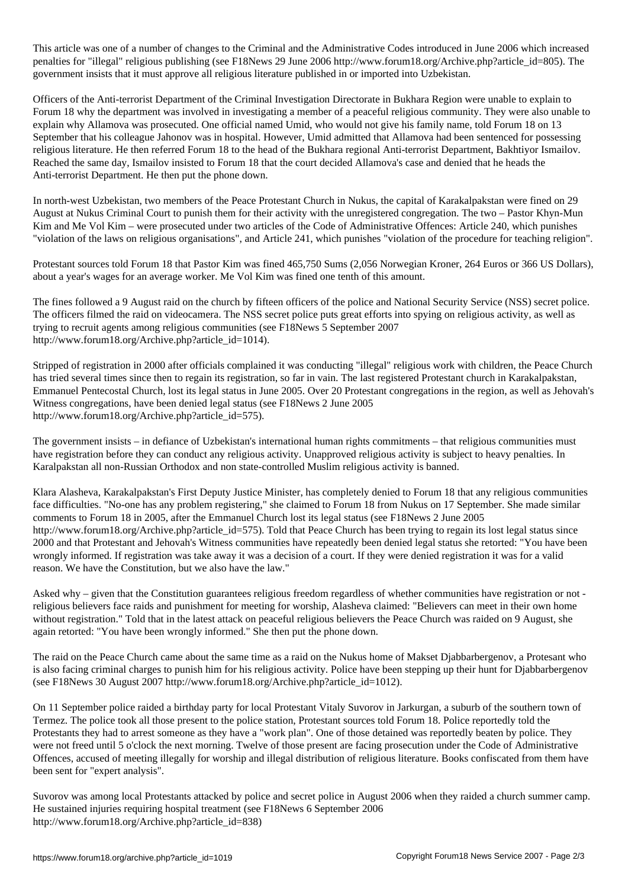This article was one of a number of changes to the Criminal and the Administrative Codes introduced in June 2006 which increased penalties for "illegal" religious publishing (see F18News 29 June 2006 http://www.forum18.org/Archive.php?article_id=805). The government insists that it must approve all religious literature published in or imported into Uzbekistan.

Officers of the Anti-terrorist Department of the Criminal Investigation Directorate in Bukhara Region were unable to explain to Forum 18 why the department was involved in investigating a member of a peaceful religious community. They were also unable to explain why Allamova was prosecuted. One official named Umid, who would not give his family name, told Forum 18 on 13 September that his colleague Jahonov was in hospital. However, Umid admitted that Allamova had been sentenced for possessing religious literature. He then referred Forum 18 to the head of the Bukhara regional Anti-terrorist Department, Bakhtiyor Ismailov. Reached the same day, Ismailov insisted to Forum 18 that the court decided Allamova's case and denied that he heads the Anti-terrorist Department. He then put the phone down.

In north-west Uzbekistan, two members of the Peace Protestant Church in Nukus, the capital of Karakalpakstan were fined on 29 August at Nukus Criminal Court to punish them for their activity with the unregistered congregation. The two – Pastor Khyn-Mun Kim and Me Vol Kim – were prosecuted under two articles of the Code of Administrative Offences: Article 240, which punishes "violation of the laws on religious organisations", and Article 241, which punishes "violation of the procedure for teaching religion".

Protestant sources told Forum 18 that Pastor Kim was fined 465,750 Sums (2,056 Norwegian Kroner, 264 Euros or 366 US Dollars), about a year's wages for an average worker. Me Vol Kim was fined one tenth of this amount.

The fines followed a 9 August raid on the church by fifteen officers of the police and National Security Service (NSS) secret police. The officers filmed the raid on videocamera. The NSS secret police puts great efforts into spying on religious activity, as well as trying to recruit agents among religious communities (see F18News 5 September 2007 http://www.forum18.org/Archive.php?article_id=1014).

Stripped of registration in 2000 after officials complained it was conducting "illegal" religious work with children, the Peace Church has tried several times since then to regain its registration, so far in vain. The last registered Protestant church in Karakalpakstan, Emmanuel Pentecostal Church, lost its legal status in June 2005. Over 20 Protestant congregations in the region, as well as Jehovah's Witness congregations, have been denied legal status (see F18News 2 June 2005 http://www.forum18.org/Archive.php?article_id=575).

The government insists – in defiance of Uzbekistan's international human rights commitments – that religious communities must have registration before they can conduct any religious activity. Unapproved religious activity is subject to heavy penalties. In Karalpakstan all non-Russian Orthodox and non state-controlled Muslim religious activity is banned.

Klara Alasheva, Karakalpakstan's First Deputy Justice Minister, has completely denied to Forum 18 that any religious communities face difficulties. "No-one has any problem registering," she claimed to Forum 18 from Nukus on 17 September. She made similar comments to Forum 18 in 2005, after the Emmanuel Church lost its legal status (see F18News 2 June 2005 http://www.forum18.org/Archive.php?article_id=575). Told that Peace Church has been trying to regain its lost legal status since 2000 and that Protestant and Jehovah's Witness communities have repeatedly been denied legal status she retorted: "You have been wrongly informed. If registration was take away it was a decision of a court. If they were denied registration it was for a valid reason. We have the Constitution, but we also have the law."

Asked why – given that the Constitution guarantees religious freedom regardless of whether communities have registration or not - religious believers face raids and punishment for meeting for worship, Alasheva claimed: "Believers can meet in their own home without registration." Told that in the latest attack on peaceful religious believers the Peace Church was raided on 9 August, she again retorted: "You have been wrongly informed." She then put the phone down.

The raid on the Peace Church came about the same time as a raid on the Nukus home of Makset Djabbarbergenov, a Protesant who is also facing criminal charges to punish him for his religious activity. Police have been stepping up their hunt for Djabbarbergenov (see F18News 30 August 2007 http://www.forum18.org/Archive.php?article_id=1012).

On 11 September police raided a birthday party for local Protestant Vitaly Suvorov in Jarkurgan, a suburb of the southern town of Termez. The police took all those present to the police station, Protestant sources told Forum 18. Police reportedly told the Protestants they had to arrest someone as they have a "work plan". One of those detained was reportedly beaten by police. They were not freed until 5 o'clock the next morning. Twelve of those present are facing prosecution under the Code of Administrative Offences, accused of meeting illegally for worship and illegal distribution of religious literature. Books confiscated from them have been sent for "expert analysis".

Suvorov was among local Protestants attacked by police and secret police in August 2006 when they raided a church summer camp. He sustained injuries requiring hospital treatment (see F18News 6 September 2006 http://www.forum18.org/Archive.php?article_id=838)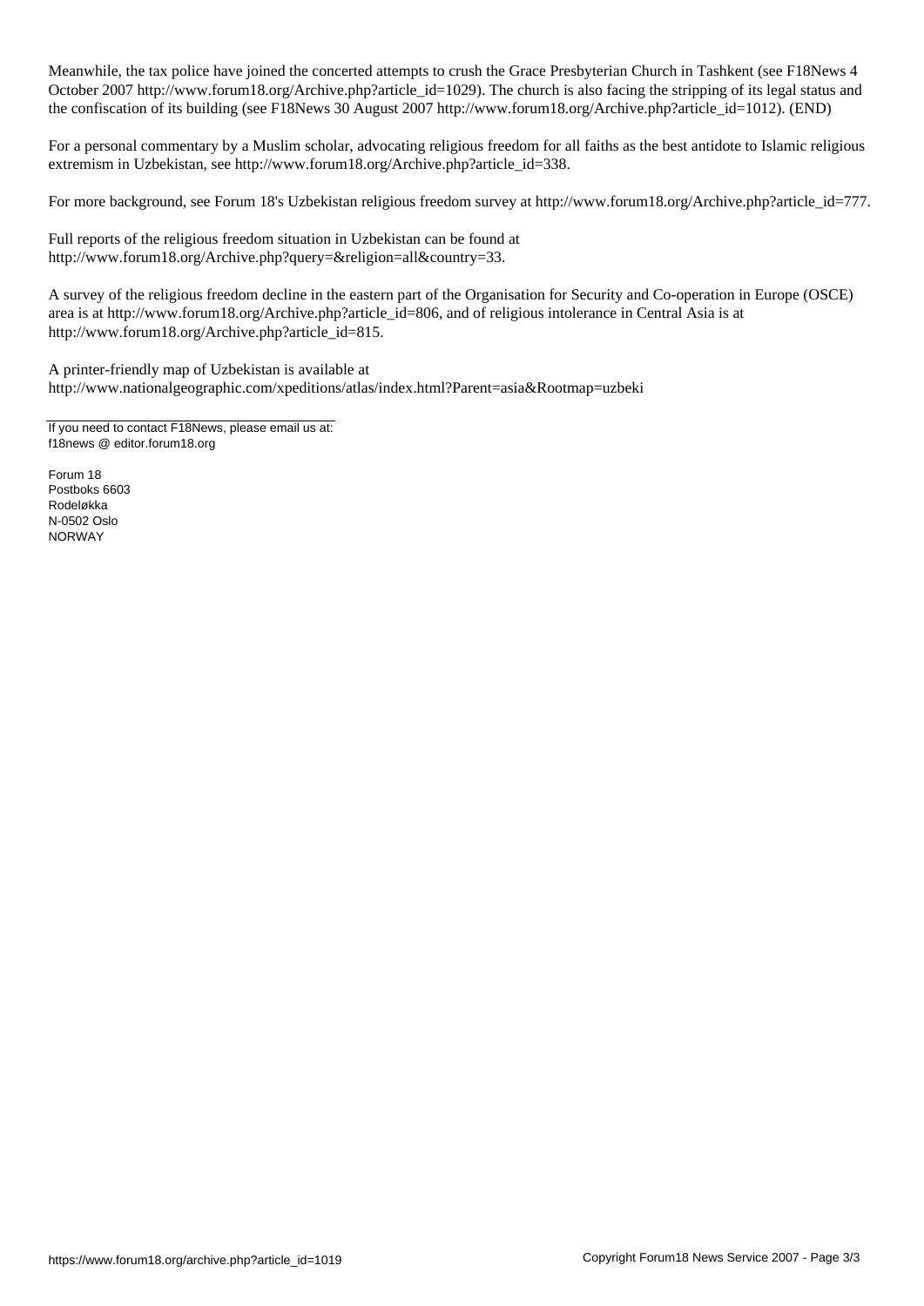Meanwhile, the tax police have joined the concerted attempts to crush the Grace Presbyterian Church in Tashkent (see F18News 4 October 2007 http://www.forum18.org/Archive.php?article_id=1029). The church is also facing the stripping of its legal status and the confiscation of its building (see F18News 30 August 2007 http://www.forum18.org/Archive.php?article_id=1012). (END)

For a personal commentary by a Muslim scholar, advocating religious freedom for all faiths as the best antidote to Islamic religious extremism in Uzbekistan, see http://www.forum18.org/Archive.php?article_id=338.

For more background, see Forum 18's Uzbekistan religious freedom survey at http://www.forum18.org/Archive.php?article_id=777.

Full reports of the religious freedom situation in Uzbekistan can be found at http://www.forum18.org/Archive.php?query=&religion=all&country=33.

A survey of the religious freedom decline in the eastern part of the Organisation for Security and Co-operation in Europe (OSCE) area is at http://www.forum18.org/Archive.php?article_id=806, and of religious intolerance in Central Asia is at http://www.forum18.org/Archive.php?article_id=815.

A printer-friendly map of Uzbekistan is available at http://www.nationalgeographic.com/xpeditions/atlas/index.html?Parent=asia&Rootmap=uzbeki

---

If you need to contact F18News, please email us at:
f18news @ editor.forum18.org

Forum 18
Postboks 6603
Rodeløkka
N-0502 Oslo
NORWAY